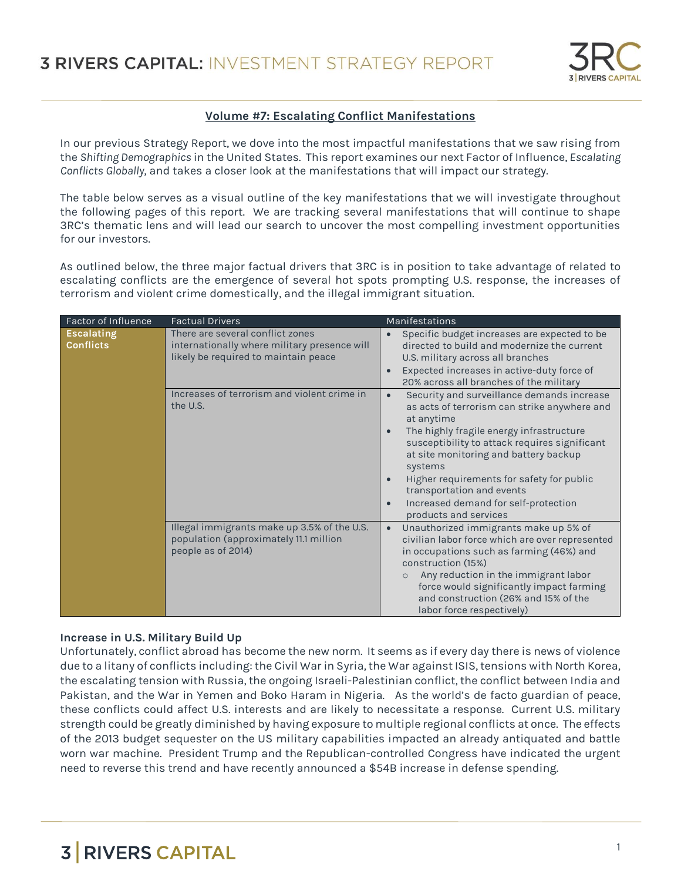# 3 RIVERS CAPITAL: INVESTMENT STRATEGY REPORT

## Volume #7: Escalating Conflict Manifestations

In our previous Strategy Report, we dove into the most impactful manifestations that we saw rising from the *Shifting Demographics* in the United States. This report examines our next Factor of Influence, *Escalating Conflicts Globally*, and takes a closer look at the manifestations that will impact our strategy.

The table below serves as a visual outline of the key manifestations that we will investigate throughout the following pages of this report. We are tracking several manifestations that will continue to shape 3RC's thematic lens and will lead our search to uncover the most compelling investment opportunities for our investors.

As outlined below, the three major factual drivers that 3RC is in position to take advantage of related to escalating conflicts are the emergence of several hot spots prompting U.S. response, the increases of terrorism and violent crime domestically, and the illegal immigrant situation.

| Factor of Influence | Factual Drivers | Manifestations |
|---|---|---|
| **Escalating Conflicts** | There are several conflict zones internationally where military presence will likely be required to maintain peace | • Specific budget increases are expected to be directed to build and modernize the current U.S. military across all branches<br>• Expected increases in active-duty force of 20% across all branches of the military |
| | Increases of terrorism and violent crime in the U.S. | • Security and surveillance demands increase as acts of terrorism can strike anywhere and at anytime<br>• The highly fragile energy infrastructure susceptibility to attack requires significant at site monitoring and battery backup systems<br>• Higher requirements for safety for public transportation and events<br>• Increased demand for self-protection products and services |
| | Illegal immigrants make up 3.5% of the U.S. population (approximately 11.1 million people as of 2014) | • Unauthorized immigrants make up 5% of civilian labor force which are over represented in occupations such as farming (46%) and construction (15%)<br>&nbsp;&nbsp;&nbsp;○ Any reduction in the immigrant labor force would significantly impact farming and construction (26% and 15% of the labor force respectively) |

### Increase in U.S. Military Build Up

Unfortunately, conflict abroad has become the new norm. It seems as if every day there is news of violence due to a litany of conflicts including: the Civil War in Syria, the War against ISIS, tensions with North Korea, the escalating tension with Russia, the ongoing Israeli-Palestinian conflict, the conflict between India and Pakistan, and the War in Yemen and Boko Haram in Nigeria. As the world's de facto guardian of peace, these conflicts could affect U.S. interests and are likely to necessitate a response. Current U.S. military strength could be greatly diminished by having exposure to multiple regional conflicts at once. The effects of the 2013 budget sequester on the US military capabilities impacted an already antiquated and battle worn war machine. President Trump and the Republican-controlled Congress have indicated the urgent need to reverse this trend and have recently announced a $54B increase in defense spending.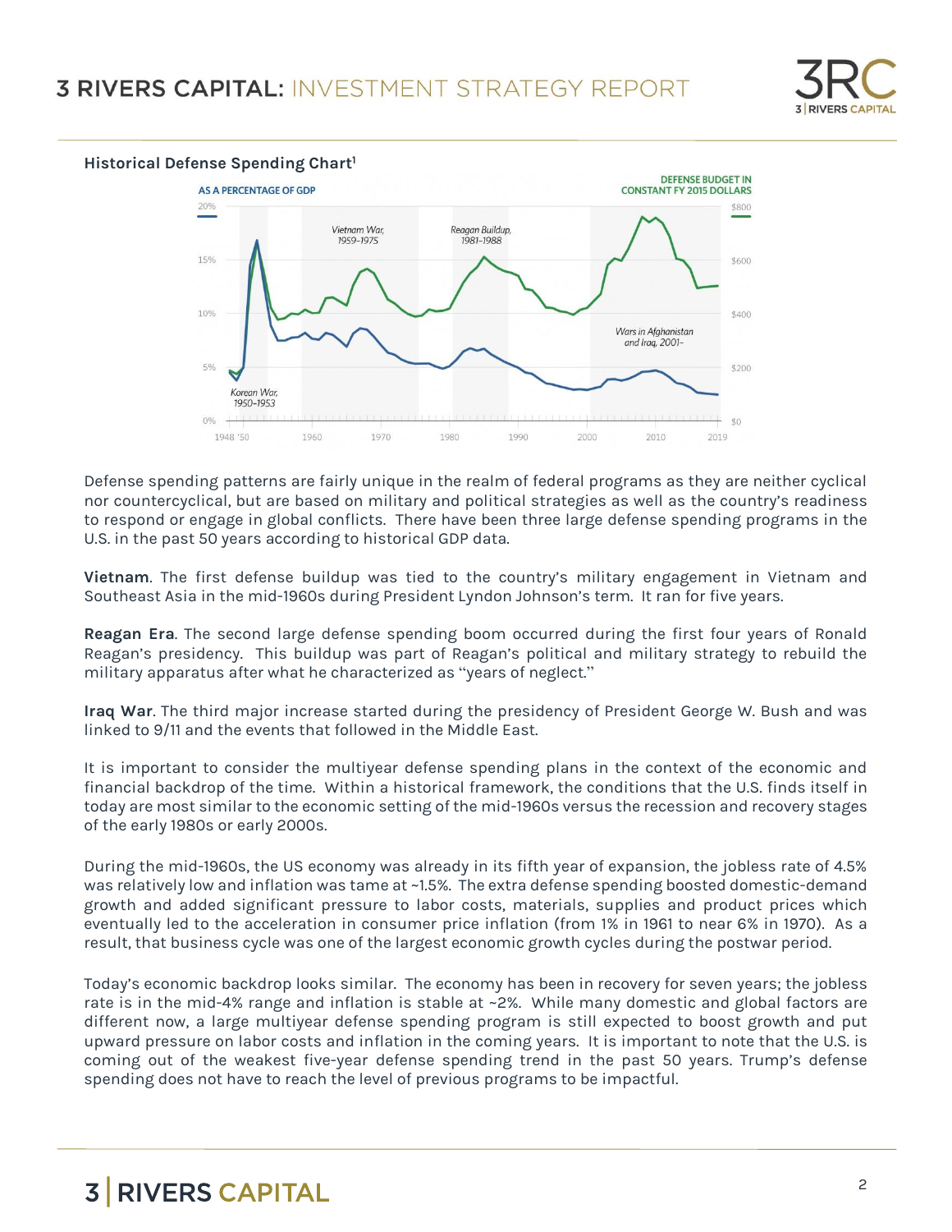**Historical Defense Spending Chart**[1]

Defense spending patterns are fairly unique in the realm of federal programs as they are neither cyclical nor countercyclical, but are based on military and political strategies as well as the country's readiness to respond or engage in global conflicts. There have been three large defense spending programs in the U.S. in the past 50 years according to historical GDP data.

**Vietnam**. The first defense buildup was tied to the country's military engagement in Vietnam and Southeast Asia in the mid-1960s during President Lyndon Johnson's term. It ran for five years.

**Reagan Era**. The second large defense spending boom occurred during the first four years of Ronald Reagan's presidency. This buildup was part of Reagan's political and military strategy to rebuild the military apparatus after what he characterized as "years of neglect."

**Iraq War**. The third major increase started during the presidency of President George W. Bush and was linked to 9/11 and the events that followed in the Middle East.

It is important to consider the multiyear defense spending plans in the context of the economic and financial backdrop of the time. Within a historical framework, the conditions that the U.S. finds itself in today are most similar to the economic setting of the mid-1960s versus the recession and recovery stages of the early 1980s or early 2000s.

During the mid-1960s, the US economy was already in its fifth year of expansion, the jobless rate of 4.5% was relatively low and inflation was tame at ~1.5%. The extra defense spending boosted domestic-demand growth and added significant pressure to labor costs, materials, supplies and product prices which eventually led to the acceleration in consumer price inflation (from 1% in 1961 to near 6% in 1970). As a result, that business cycle was one of the largest economic growth cycles during the postwar period.

Today's economic backdrop looks similar. The economy has been in recovery for seven years; the jobless rate is in the mid-4% range and inflation is stable at ~2%. While many domestic and global factors are different now, a large multiyear defense spending program is still expected to boost growth and put upward pressure on labor costs and inflation in the coming years. It is important to note that the U.S. is coming out of the weakest five-year defense spending trend in the past 50 years. Trump's defense spending does not have to reach the level of previous programs to be impactful.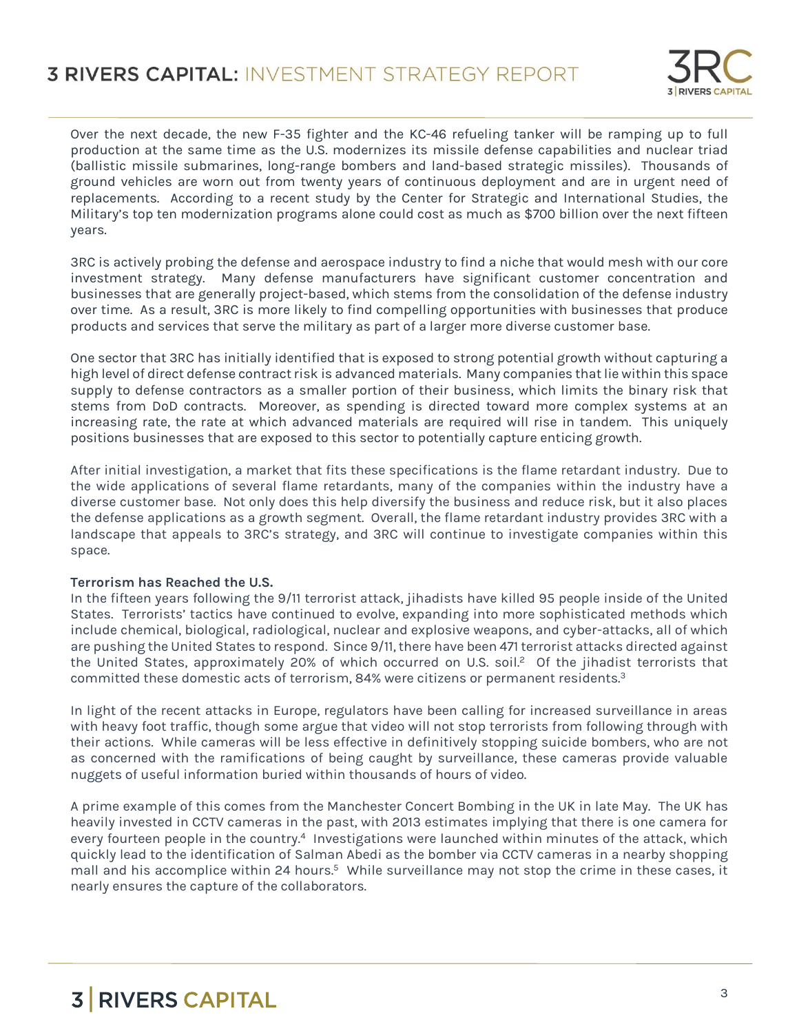Over the next decade, the new F-35 fighter and the KC-46 refueling tanker will be ramping up to full production at the same time as the U.S. modernizes its missile defense capabilities and nuclear triad (ballistic missile submarines, long-range bombers and land-based strategic missiles). Thousands of ground vehicles are worn out from twenty years of continuous deployment and are in urgent need of replacements. According to a recent study by the Center for Strategic and International Studies, the Military's top ten modernization programs alone could cost as much as $700 billion over the next fifteen years.

3RC is actively probing the defense and aerospace industry to find a niche that would mesh with our core investment strategy. Many defense manufacturers have significant customer concentration and businesses that are generally project-based, which stems from the consolidation of the defense industry over time. As a result, 3RC is more likely to find compelling opportunities with businesses that produce products and services that serve the military as part of a larger more diverse customer base.

One sector that 3RC has initially identified that is exposed to strong potential growth without capturing a high level of direct defense contract risk is advanced materials. Many companies that lie within this space supply to defense contractors as a smaller portion of their business, which limits the binary risk that stems from DoD contracts. Moreover, as spending is directed toward more complex systems at an increasing rate, the rate at which advanced materials are required will rise in tandem. This uniquely positions businesses that are exposed to this sector to potentially capture enticing growth.

After initial investigation, a market that fits these specifications is the flame retardant industry. Due to the wide applications of several flame retardants, many of the companies within the industry have a diverse customer base. Not only does this help diversify the business and reduce risk, but it also places the defense applications as a growth segment. Overall, the flame retardant industry provides 3RC with a landscape that appeals to 3RC's strategy, and 3RC will continue to investigate companies within this space.

**Terrorism has Reached the U.S.**

In the fifteen years following the 9/11 terrorist attack, jihadists have killed 95 people inside of the United States. Terrorists' tactics have continued to evolve, expanding into more sophisticated methods which include chemical, biological, radiological, nuclear and explosive weapons, and cyber-attacks, all of which are pushing the United States to respond. Since 9/11, there have been 471 terrorist attacks directed against the United States, approximately 20% of which occurred on U.S. soil.[2] Of the jihadist terrorists that committed these domestic acts of terrorism, 84% were citizens or permanent residents.[3]

In light of the recent attacks in Europe, regulators have been calling for increased surveillance in areas with heavy foot traffic, though some argue that video will not stop terrorists from following through with their actions. While cameras will be less effective in definitively stopping suicide bombers, who are not as concerned with the ramifications of being caught by surveillance, these cameras provide valuable nuggets of useful information buried within thousands of hours of video.

A prime example of this comes from the Manchester Concert Bombing in the UK in late May. The UK has heavily invested in CCTV cameras in the past, with 2013 estimates implying that there is one camera for every fourteen people in the country.[4] Investigations were launched within minutes of the attack, which quickly lead to the identification of Salman Abedi as the bomber via CCTV cameras in a nearby shopping mall and his accomplice within 24 hours.[5] While surveillance may not stop the crime in these cases, it nearly ensures the capture of the collaborators.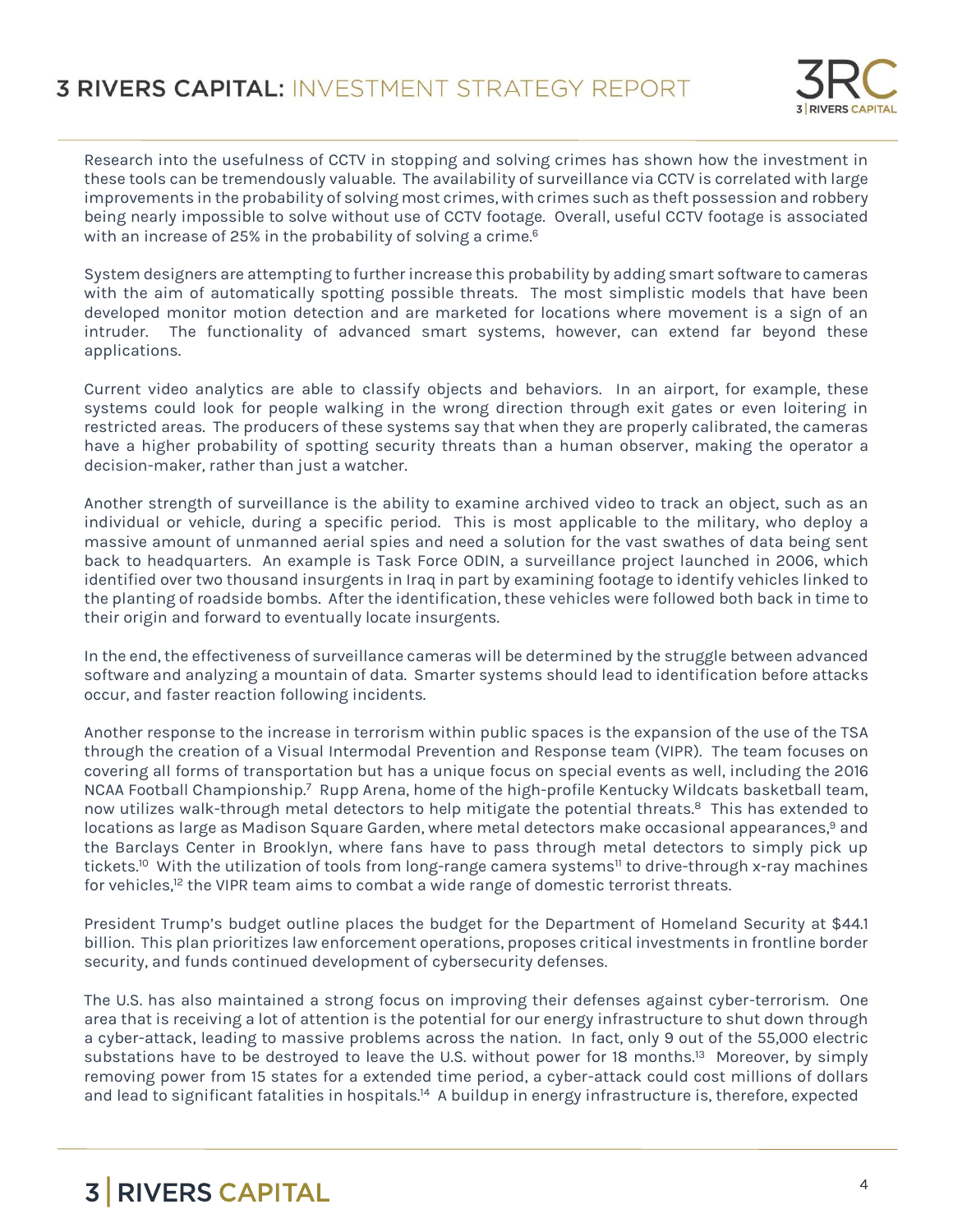Research into the usefulness of CCTV in stopping and solving crimes has shown how the investment in these tools can be tremendously valuable. The availability of surveillance via CCTV is correlated with large improvements in the probability of solving most crimes, with crimes such as theft possession and robbery being nearly impossible to solve without use of CCTV footage. Overall, useful CCTV footage is associated with an increase of 25% in the probability of solving a crime.[6]

System designers are attempting to further increase this probability by adding smart software to cameras with the aim of automatically spotting possible threats. The most simplistic models that have been developed monitor motion detection and are marketed for locations where movement is a sign of an intruder. The functionality of advanced smart systems, however, can extend far beyond these applications.

Current video analytics are able to classify objects and behaviors. In an airport, for example, these systems could look for people walking in the wrong direction through exit gates or even loitering in restricted areas. The producers of these systems say that when they are properly calibrated, the cameras have a higher probability of spotting security threats than a human observer, making the operator a decision-maker, rather than just a watcher.

Another strength of surveillance is the ability to examine archived video to track an object, such as an individual or vehicle, during a specific period. This is most applicable to the military, who deploy a massive amount of unmanned aerial spies and need a solution for the vast swathes of data being sent back to headquarters. An example is Task Force ODIN, a surveillance project launched in 2006, which identified over two thousand insurgents in Iraq in part by examining footage to identify vehicles linked to the planting of roadside bombs. After the identification, these vehicles were followed both back in time to their origin and forward to eventually locate insurgents.

In the end, the effectiveness of surveillance cameras will be determined by the struggle between advanced software and analyzing a mountain of data. Smarter systems should lead to identification before attacks occur, and faster reaction following incidents.

Another response to the increase in terrorism within public spaces is the expansion of the use of the TSA through the creation of a Visual Intermodal Prevention and Response team (VIPR). The team focuses on covering all forms of transportation but has a unique focus on special events as well, including the 2016 NCAA Football Championship.[7] Rupp Arena, home of the high-profile Kentucky Wildcats basketball team, now utilizes walk-through metal detectors to help mitigate the potential threats.[8] This has extended to locations as large as Madison Square Garden, where metal detectors make occasional appearances,[9] and the Barclays Center in Brooklyn, where fans have to pass through metal detectors to simply pick up tickets.[10] With the utilization of tools from long-range camera systems[11] to drive-through x-ray machines for vehicles,[12] the VIPR team aims to combat a wide range of domestic terrorist threats.

President Trump's budget outline places the budget for the Department of Homeland Security at $44.1 billion. This plan prioritizes law enforcement operations, proposes critical investments in frontline border security, and funds continued development of cybersecurity defenses.

The U.S. has also maintained a strong focus on improving their defenses against cyber-terrorism. One area that is receiving a lot of attention is the potential for our energy infrastructure to shut down through a cyber-attack, leading to massive problems across the nation. In fact, only 9 out of the 55,000 electric substations have to be destroyed to leave the U.S. without power for 18 months.[13] Moreover, by simply removing power from 15 states for a extended time period, a cyber-attack could cost millions of dollars and lead to significant fatalities in hospitals.[14] A buildup in energy infrastructure is, therefore, expected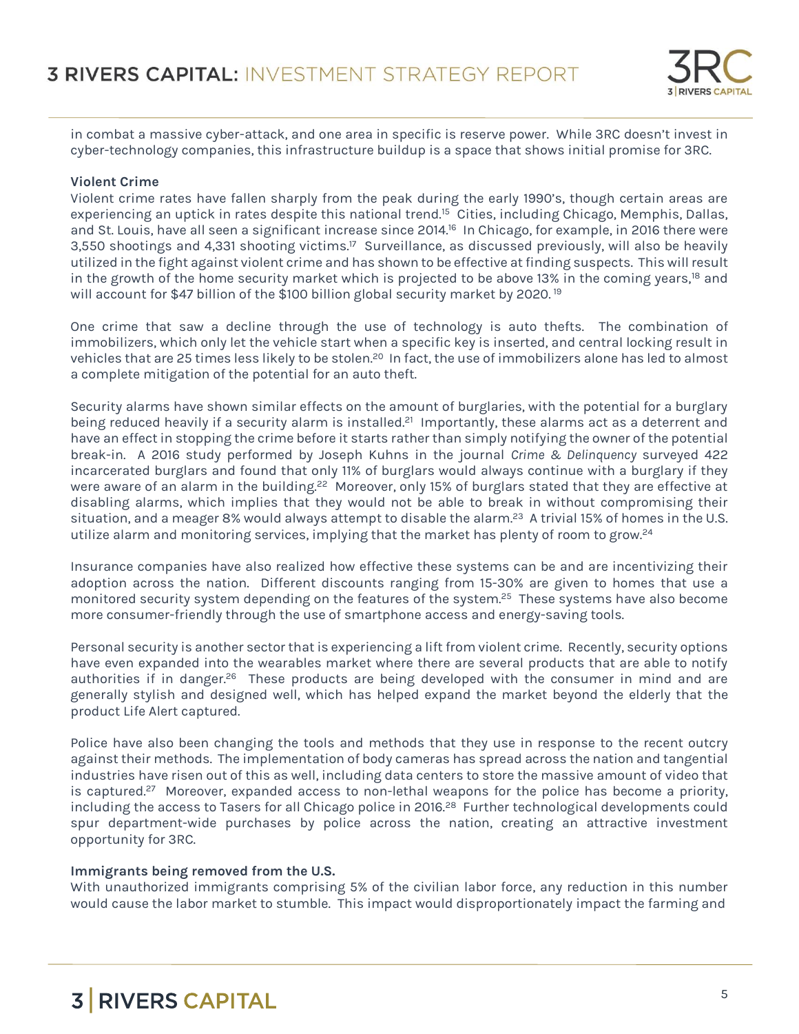in combat a massive cyber-attack, and one area in specific is reserve power. While 3RC doesn't invest in cyber-technology companies, this infrastructure buildup is a space that shows initial promise for 3RC.

**Violent Crime**

Violent crime rates have fallen sharply from the peak during the early 1990's, though certain areas are experiencing an uptick in rates despite this national trend.[15] Cities, including Chicago, Memphis, Dallas, and St. Louis, have all seen a significant increase since 2014.[16] In Chicago, for example, in 2016 there were 3,550 shootings and 4,331 shooting victims.[17] Surveillance, as discussed previously, will also be heavily utilized in the fight against violent crime and has shown to be effective at finding suspects. This will result in the growth of the home security market which is projected to be above 13% in the coming years,[18] and will account for $47 billion of the $100 billion global security market by 2020.[19]

One crime that saw a decline through the use of technology is auto thefts. The combination of immobilizers, which only let the vehicle start when a specific key is inserted, and central locking result in vehicles that are 25 times less likely to be stolen.[20] In fact, the use of immobilizers alone has led to almost a complete mitigation of the potential for an auto theft.

Security alarms have shown similar effects on the amount of burglaries, with the potential for a burglary being reduced heavily if a security alarm is installed.[21] Importantly, these alarms act as a deterrent and have an effect in stopping the crime before it starts rather than simply notifying the owner of the potential break-in. A 2016 study performed by Joseph Kuhns in the journal *Crime & Delinquency* surveyed 422 incarcerated burglars and found that only 11% of burglars would always continue with a burglary if they were aware of an alarm in the building.[22] Moreover, only 15% of burglars stated that they are effective at disabling alarms, which implies that they would not be able to break in without compromising their situation, and a meager 8% would always attempt to disable the alarm.[23] A trivial 15% of homes in the U.S. utilize alarm and monitoring services, implying that the market has plenty of room to grow.[24]

Insurance companies have also realized how effective these systems can be and are incentivizing their adoption across the nation. Different discounts ranging from 15-30% are given to homes that use a monitored security system depending on the features of the system.[25] These systems have also become more consumer-friendly through the use of smartphone access and energy-saving tools.

Personal security is another sector that is experiencing a lift from violent crime. Recently, security options have even expanded into the wearables market where there are several products that are able to notify authorities if in danger.[26] These products are being developed with the consumer in mind and are generally stylish and designed well, which has helped expand the market beyond the elderly that the product Life Alert captured.

Police have also been changing the tools and methods that they use in response to the recent outcry against their methods. The implementation of body cameras has spread across the nation and tangential industries have risen out of this as well, including data centers to store the massive amount of video that is captured.[27] Moreover, expanded access to non-lethal weapons for the police has become a priority, including the access to Tasers for all Chicago police in 2016.[28] Further technological developments could spur department-wide purchases by police across the nation, creating an attractive investment opportunity for 3RC.

**Immigrants being removed from the U.S.**

With unauthorized immigrants comprising 5% of the civilian labor force, any reduction in this number would cause the labor market to stumble. This impact would disproportionately impact the farming and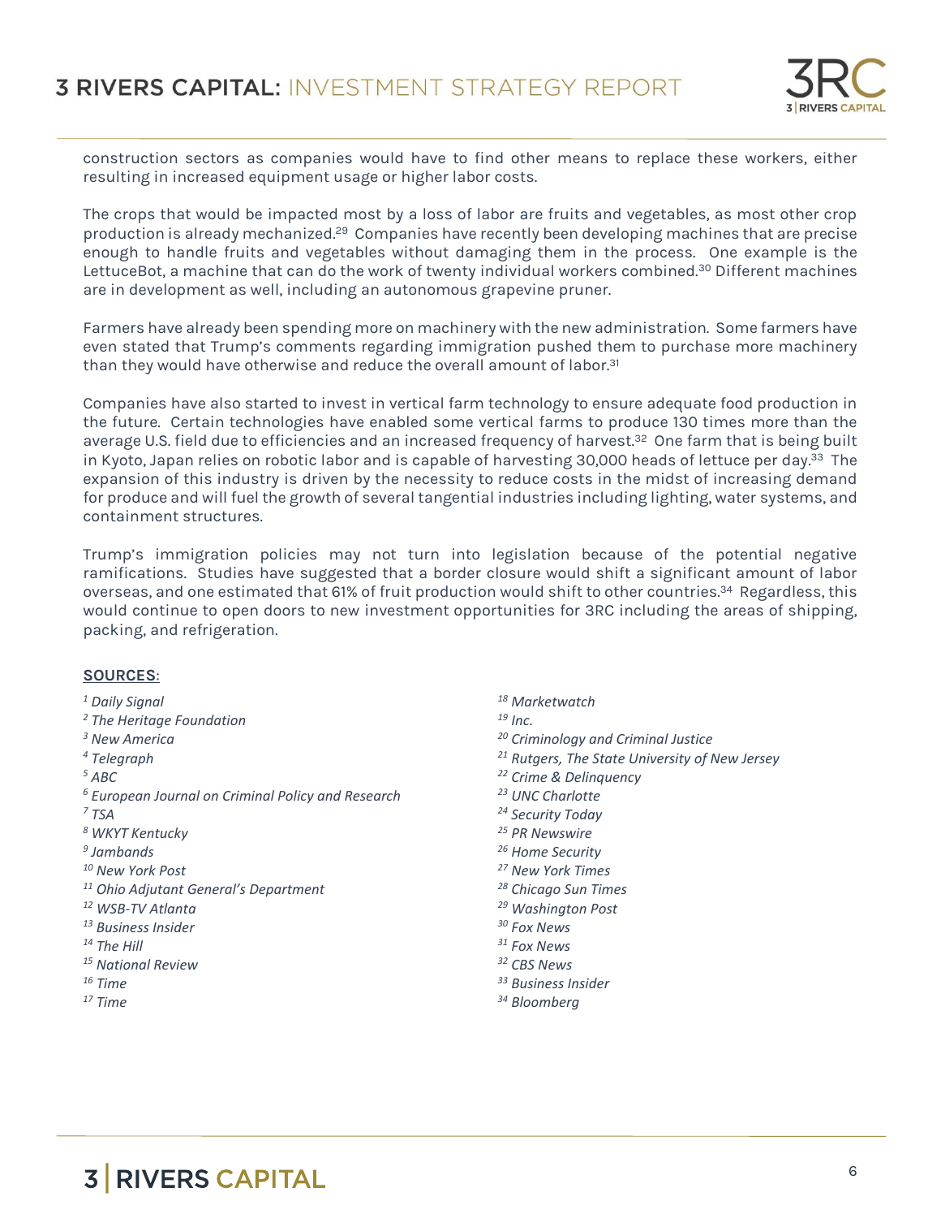construction sectors as companies would have to find other means to replace these workers, either resulting in increased equipment usage or higher labor costs.

The crops that would be impacted most by a loss of labor are fruits and vegetables, as most other crop production is already mechanized.[29] Companies have recently been developing machines that are precise enough to handle fruits and vegetables without damaging them in the process. One example is the LettuceBot, a machine that can do the work of twenty individual workers combined.[30] Different machines are in development as well, including an autonomous grapevine pruner.

Farmers have already been spending more on machinery with the new administration. Some farmers have even stated that Trump's comments regarding immigration pushed them to purchase more machinery than they would have otherwise and reduce the overall amount of labor.[31]

Companies have also started to invest in vertical farm technology to ensure adequate food production in the future. Certain technologies have enabled some vertical farms to produce 130 times more than the average U.S. field due to efficiencies and an increased frequency of harvest.[32] One farm that is being built in Kyoto, Japan relies on robotic labor and is capable of harvesting 30,000 heads of lettuce per day.[33] The expansion of this industry is driven by the necessity to reduce costs in the midst of increasing demand for produce and will fuel the growth of several tangential industries including lighting, water systems, and containment structures.

Trump's immigration policies may not turn into legislation because of the potential negative ramifications. Studies have suggested that a border closure would shift a significant amount of labor overseas, and one estimated that 61% of fruit production would shift to other countries.[34] Regardless, this would continue to open doors to new investment opportunities for 3RC including the areas of shipping, packing, and refrigeration.

**SOURCES:**

[1] *Daily Signal*
[2] *The Heritage Foundation*
[3] *New America*
[4] *Telegraph*
[5] *ABC*
[6] *European Journal on Criminal Policy and Research*
[7] *TSA*
[8] *WKYT Kentucky*
[9] *Jambands*
[10] *New York Post*
[11] *Ohio Adjutant General's Department*
[12] *WSB-TV Atlanta*
[13] *Business Insider*
[14] *The Hill*
[15] *National Review*
[16] *Time*
[17] *Time*
[18] *Marketwatch*
[19] *Inc.*
[20] *Criminology and Criminal Justice*
[21] *Rutgers, The State University of New Jersey*
[22] *Crime & Delinquency*
[23] *UNC Charlotte*
[24] *Security Today*
[25] *PR Newswire*
[26] *Home Security*
[27] *New York Times*
[28] *Chicago Sun Times*
[29] *Washington Post*
[30] *Fox News*
[31] *Fox News*
[32] *CBS News*
[33] *Business Insider*
[34] *Bloomberg*